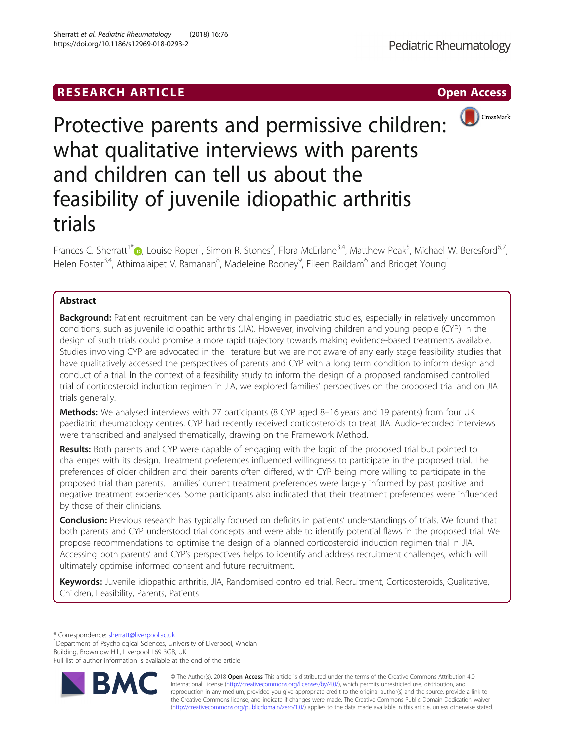RESEARCH ARTICLE

Open Access

# Protective parents and permissive children: what qualitative interviews with parents and children can tell us about the feasibility of juvenile idiopathic arthritis trials

Frances C. Sherratt[1*], Louise Roper[1], Simon R. Stones[2], Flora McErlane[3,4], Matthew Peak[5], Michael W. Beresford[6,7], Helen Foster[3,4], Athimalaipet V. Ramanan[8], Madeleine Rooney[9], Eileen Baildam[6] and Bridget Young[1]

## Abstract

**Background:** Patient recruitment can be very challenging in paediatric studies, especially in relatively uncommon conditions, such as juvenile idiopathic arthritis (JIA). However, involving children and young people (CYP) in the design of such trials could promise a more rapid trajectory towards making evidence-based treatments available. Studies involving CYP are advocated in the literature but we are not aware of any early stage feasibility studies that have qualitatively accessed the perspectives of parents and CYP with a long term condition to inform design and conduct of a trial. In the context of a feasibility study to inform the design of a proposed randomised controlled trial of corticosteroid induction regimen in JIA, we explored families' perspectives on the proposed trial and on JIA trials generally.

**Methods:** We analysed interviews with 27 participants (8 CYP aged 8–16 years and 19 parents) from four UK paediatric rheumatology centres. CYP had recently received corticosteroids to treat JIA. Audio-recorded interviews were transcribed and analysed thematically, drawing on the Framework Method.

**Results:** Both parents and CYP were capable of engaging with the logic of the proposed trial but pointed to challenges with its design. Treatment preferences influenced willingness to participate in the proposed trial. The preferences of older children and their parents often differed, with CYP being more willing to participate in the proposed trial than parents. Families' current treatment preferences were largely informed by past positive and negative treatment experiences. Some participants also indicated that their treatment preferences were influenced by those of their clinicians.

**Conclusion:** Previous research has typically focused on deficits in patients' understandings of trials. We found that both parents and CYP understood trial concepts and were able to identify potential flaws in the proposed trial. We propose recommendations to optimise the design of a planned corticosteroid induction regimen trial in JIA. Accessing both parents' and CYP's perspectives helps to identify and address recruitment challenges, which will ultimately optimise informed consent and future recruitment.

**Keywords:** Juvenile idiopathic arthritis, JIA, Randomised controlled trial, Recruitment, Corticosteroids, Qualitative, Children, Feasibility, Parents, Patients

\* Correspondence: sherratt@liverpool.ac.uk
[1]Department of Psychological Sciences, University of Liverpool, Whelan Building, Brownlow Hill, Liverpool L69 3GB, UK
Full list of author information is available at the end of the article

© The Author(s). 2018 **Open Access** This article is distributed under the terms of the Creative Commons Attribution 4.0 International License (http://creativecommons.org/licenses/by/4.0/), which permits unrestricted use, distribution, and reproduction in any medium, provided you give appropriate credit to the original author(s) and the source, provide a link to the Creative Commons license, and indicate if changes were made. The Creative Commons Public Domain Dedication waiver (http://creativecommons.org/publicdomain/zero/1.0/) applies to the data made available in this article, unless otherwise stated.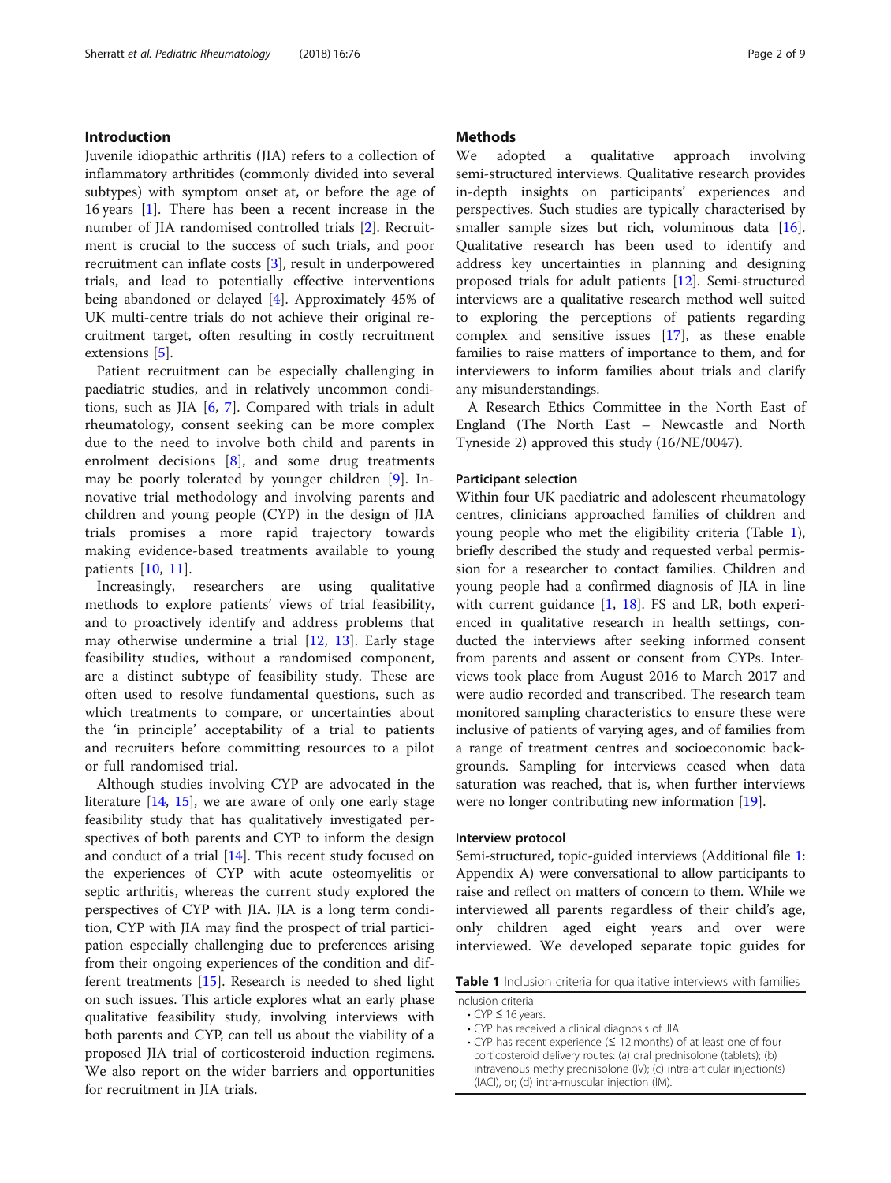## Introduction

Juvenile idiopathic arthritis (JIA) refers to a collection of inflammatory arthritides (commonly divided into several subtypes) with symptom onset at, or before the age of 16 years [1]. There has been a recent increase in the number of JIA randomised controlled trials [2]. Recruitment is crucial to the success of such trials, and poor recruitment can inflate costs [3], result in underpowered trials, and lead to potentially effective interventions being abandoned or delayed [4]. Approximately 45% of UK multi-centre trials do not achieve their original recruitment target, often resulting in costly recruitment extensions [5].

Patient recruitment can be especially challenging in paediatric studies, and in relatively uncommon conditions, such as JIA [6, 7]. Compared with trials in adult rheumatology, consent seeking can be more complex due to the need to involve both child and parents in enrolment decisions [8], and some drug treatments may be poorly tolerated by younger children [9]. Innovative trial methodology and involving parents and children and young people (CYP) in the design of JIA trials promises a more rapid trajectory towards making evidence-based treatments available to young patients [10, 11].

Increasingly, researchers are using qualitative methods to explore patients' views of trial feasibility, and to proactively identify and address problems that may otherwise undermine a trial [12, 13]. Early stage feasibility studies, without a randomised component, are a distinct subtype of feasibility study. These are often used to resolve fundamental questions, such as which treatments to compare, or uncertainties about the 'in principle' acceptability of a trial to patients and recruiters before committing resources to a pilot or full randomised trial.

Although studies involving CYP are advocated in the literature [14, 15], we are aware of only one early stage feasibility study that has qualitatively investigated perspectives of both parents and CYP to inform the design and conduct of a trial [14]. This recent study focused on the experiences of CYP with acute osteomyelitis or septic arthritis, whereas the current study explored the perspectives of CYP with JIA. JIA is a long term condition, CYP with JIA may find the prospect of trial participation especially challenging due to preferences arising from their ongoing experiences of the condition and different treatments [15]. Research is needed to shed light on such issues. This article explores what an early phase qualitative feasibility study, involving interviews with both parents and CYP, can tell us about the viability of a proposed JIA trial of corticosteroid induction regimens. We also report on the wider barriers and opportunities for recruitment in JIA trials.

## Methods

We adopted a qualitative approach involving semi-structured interviews. Qualitative research provides in-depth insights on participants' experiences and perspectives. Such studies are typically characterised by smaller sample sizes but rich, voluminous data [16]. Qualitative research has been used to identify and address key uncertainties in planning and designing proposed trials for adult patients [12]. Semi-structured interviews are a qualitative research method well suited to exploring the perceptions of patients regarding complex and sensitive issues [17], as these enable families to raise matters of importance to them, and for interviewers to inform families about trials and clarify any misunderstandings.

A Research Ethics Committee in the North East of England (The North East – Newcastle and North Tyneside 2) approved this study (16/NE/0047).

### Participant selection

Within four UK paediatric and adolescent rheumatology centres, clinicians approached families of children and young people who met the eligibility criteria (Table 1), briefly described the study and requested verbal permission for a researcher to contact families. Children and young people had a confirmed diagnosis of JIA in line with current guidance [1, 18]. FS and LR, both experienced in qualitative research in health settings, conducted the interviews after seeking informed consent from parents and assent or consent from CYPs. Interviews took place from August 2016 to March 2017 and were audio recorded and transcribed. The research team monitored sampling characteristics to ensure these were inclusive of patients of varying ages, and of families from a range of treatment centres and socioeconomic backgrounds. Sampling for interviews ceased when data saturation was reached, that is, when further interviews were no longer contributing new information [19].

### Interview protocol

Semi-structured, topic-guided interviews (Additional file 1: Appendix A) were conversational to allow participants to raise and reflect on matters of concern to them. While we interviewed all parents regardless of their child's age, only children aged eight years and over were interviewed. We developed separate topic guides for

**Table 1** Inclusion criteria for qualitative interviews with families

| Inclusion criteria |
| --- |
| • CYP ≤ 16 years. |
| • CYP has received a clinical diagnosis of JIA. |
| • CYP has recent experience (≤ 12 months) of at least one of four corticosteroid delivery routes: (a) oral prednisolone (tablets); (b) intravenous methylprednisolone (IV); (c) intra-articular injection(s) (IACI), or; (d) intra-muscular injection (IM). |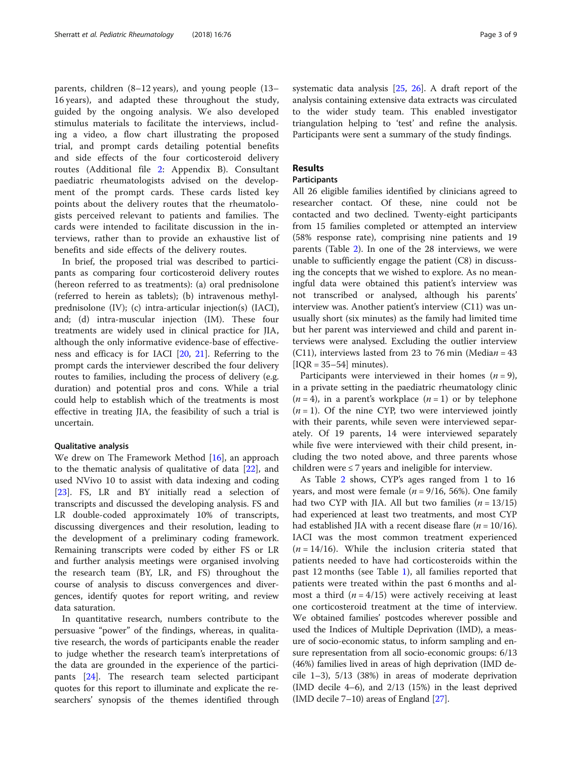parents, children (8–12 years), and young people (13–16 years), and adapted these throughout the study, guided by the ongoing analysis. We also developed stimulus materials to facilitate the interviews, including a video, a flow chart illustrating the proposed trial, and prompt cards detailing potential benefits and side effects of the four corticosteroid delivery routes (Additional file 2: Appendix B). Consultant paediatric rheumatologists advised on the development of the prompt cards. These cards listed key points about the delivery routes that the rheumatologists perceived relevant to patients and families. The cards were intended to facilitate discussion in the interviews, rather than to provide an exhaustive list of benefits and side effects of the delivery routes.

In brief, the proposed trial was described to participants as comparing four corticosteroid delivery routes (hereon referred to as treatments): (a) oral prednisolone (referred to herein as tablets); (b) intravenous methylprednisolone (IV); (c) intra-articular injection(s) (IACI), and; (d) intra-muscular injection (IM). These four treatments are widely used in clinical practice for JIA, although the only informative evidence-base of effectiveness and efficacy is for IACI [20, 21]. Referring to the prompt cards the interviewer described the four delivery routes to families, including the process of delivery (e.g. duration) and potential pros and cons. While a trial could help to establish which of the treatments is most effective in treating JIA, the feasibility of such a trial is uncertain.

### Qualitative analysis

We drew on The Framework Method [16], an approach to the thematic analysis of qualitative of data [22], and used NVivo 10 to assist with data indexing and coding [23]. FS, LR and BY initially read a selection of transcripts and discussed the developing analysis. FS and LR double-coded approximately 10% of transcripts, discussing divergences and their resolution, leading to the development of a preliminary coding framework. Remaining transcripts were coded by either FS or LR and further analysis meetings were organised involving the research team (BY, LR, and FS) throughout the course of analysis to discuss convergences and divergences, identify quotes for report writing, and review data saturation.

In quantitative research, numbers contribute to the persuasive "power" of the findings, whereas, in qualitative research, the words of participants enable the reader to judge whether the research team's interpretations of the data are grounded in the experience of the participants [24]. The research team selected participant quotes for this report to illuminate and explicate the researchers' synopsis of the themes identified through systematic data analysis [25, 26]. A draft report of the analysis containing extensive data extracts was circulated to the wider study team. This enabled investigator triangulation helping to 'test' and refine the analysis. Participants were sent a summary of the study findings.

## Results

### Participants

All 26 eligible families identified by clinicians agreed to researcher contact. Of these, nine could not be contacted and two declined. Twenty-eight participants from 15 families completed or attempted an interview (58% response rate), comprising nine patients and 19 parents (Table 2). In one of the 28 interviews, we were unable to sufficiently engage the patient (C8) in discussing the concepts that we wished to explore. As no meaningful data were obtained this patient's interview was not transcribed or analysed, although his parents' interview was. Another patient's interview (C11) was unusually short (six minutes) as the family had limited time but her parent was interviewed and child and parent interviews were analysed. Excluding the outlier interview (C11), interviews lasted from 23 to 76 min (Median$n$ = 43 [IQR = 35–54] minutes).

Participants were interviewed in their homes ($n$ = 9), in a private setting in the paediatric rheumatology clinic ($n$ = 4), in a parent's workplace ($n$ = 1) or by telephone ($n$ = 1). Of the nine CYP, two were interviewed jointly with their parents, while seven were interviewed separately. Of 19 parents, 14 were interviewed separately while five were interviewed with their child present, including the two noted above, and three parents whose children were ≤ 7 years and ineligible for interview.

As Table 2 shows, CYP's ages ranged from 1 to 16 years, and most were female ($n$ = 9/16, 56%). One family had two CYP with JIA. All but two families ($n$ = 13/15) had experienced at least two treatments, and most CYP had established JIA with a recent disease flare ($n$ = 10/16). IACI was the most common treatment experienced ($n$ = 14/16). While the inclusion criteria stated that patients needed to have had corticosteroids within the past 12 months (see Table 1), all families reported that patients were treated within the past 6 months and almost a third ($n$ = 4/15) were actively receiving at least one corticosteroid treatment at the time of interview. We obtained families' postcodes wherever possible and used the Indices of Multiple Deprivation (IMD), a measure of socio-economic status, to inform sampling and ensure representation from all socio-economic groups: 6/13 (46%) families lived in areas of high deprivation (IMD decile 1–3), 5/13 (38%) in areas of moderate deprivation (IMD decile 4–6), and 2/13 (15%) in the least deprived (IMD decile 7–10) areas of England [27].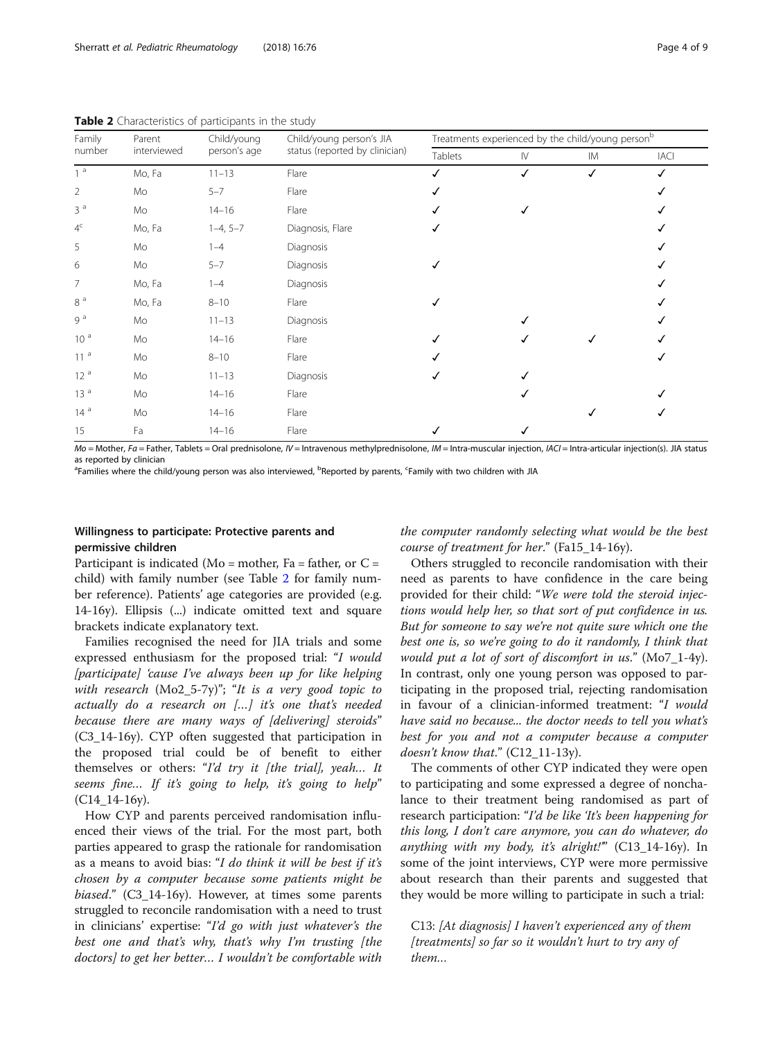**Table 2** Characteristics of participants in the study

| Family number | Parent interviewed | Child/young person's age | Child/young person's JIA status (reported by clinician) | Treatments experienced by the child/young person[b] | | | |
|---|---|---|---|---|---|---|---|
| | | | | Tablets | IV | IM | IACI |
| 1 [a] | Mo, Fa | 11–13 | Flare | ✓ | ✓ | ✓ | ✓ |
| 2 | Mo | 5–7 | Flare | ✓ | | | ✓ |
| 3 [a] | Mo | 14–16 | Flare | ✓ | ✓ | | ✓ |
| 4[c] | Mo, Fa | 1–4, 5–7 | Diagnosis, Flare | ✓ | | | ✓ |
| 5 | Mo | 1–4 | Diagnosis | | | | ✓ |
| 6 | Mo | 5–7 | Diagnosis | ✓ | | | ✓ |
| 7 | Mo, Fa | 1–4 | Diagnosis | | | | ✓ |
| 8 [a] | Mo, Fa | 8–10 | Flare | ✓ | | | ✓ |
| 9 [a] | Mo | 11–13 | Diagnosis | | ✓ | | ✓ |
| 10 [a] | Mo | 14–16 | Flare | ✓ | ✓ | ✓ | ✓ |
| 11 [a] | Mo | 8–10 | Flare | ✓ | | | ✓ |
| 12 [a] | Mo | 11–13 | Diagnosis | ✓ | ✓ | | |
| 13 [a] | Mo | 14–16 | Flare | | ✓ | | ✓ |
| 14 [a] | Mo | 14–16 | Flare | | | ✓ | ✓ |
| 15 | Fa | 14–16 | Flare | ✓ | ✓ | | |

*Mo* = Mother, *Fa* = Father, *Tablets* = Oral prednisolone, *IV* = Intravenous methylprednisolone, *IM* = Intra-muscular injection, *IACI* = Intra-articular injection(s). JIA status as reported by clinician

[a]Families where the child/young person was also interviewed, [b]Reported by parents, [c]Family with two children with JIA

## Willingness to participate: Protective parents and permissive children

Participant is indicated (Mo = mother, Fa = father, or C = child) with family number (see Table 2 for family number reference). Patients' age categories are provided (e.g. 14-16y). Ellipsis (...) indicate omitted text and square brackets indicate explanatory text.

Families recognised the need for JIA trials and some expressed enthusiasm for the proposed trial: "*I would [participate] 'cause I've always been up for like helping with research* (Mo2_5-7y)"; "*It is a very good topic to actually do a research on [...] it's one that's needed because there are many ways of [delivering] steroids*" (C3_14-16y). CYP often suggested that participation in the proposed trial could be of benefit to either themselves or others: "*I'd try it [the trial], yeah… It seems fine… If it's going to help, it's going to help*" (C14_14-16y).

How CYP and parents perceived randomisation influenced their views of the trial. For the most part, both parties appeared to grasp the rationale for randomisation as a means to avoid bias: "*I do think it will be best if it's chosen by a computer because some patients might be biased.*" (C3_14-16y). However, at times some parents struggled to reconcile randomisation with a need to trust in clinicians' expertise: "*I'd go with just whatever's the best one and that's why, that's why I'm trusting [the doctors] to get her better… I wouldn't be comfortable with the computer randomly selecting what would be the best course of treatment for her.*" (Fa15_14-16y).

Others struggled to reconcile randomisation with their need as parents to have confidence in the care being provided for their child: "*We were told the steroid injections would help her, so that sort of put confidence in us. But for someone to say we're not quite sure which one the best one is, so we're going to do it randomly, I think that would put a lot of sort of discomfort in us.*" (Mo7_1-4y). In contrast, only one young person was opposed to participating in the proposed trial, rejecting randomisation in favour of a clinician-informed treatment: "*I would have said no because... the doctor needs to tell you what's best for you and not a computer because a computer doesn't know that.*" (C12_11-13y).

The comments of other CYP indicated they were open to participating and some expressed a degree of nonchalance to their treatment being randomised as part of research participation: "*I'd be like 'It's been happening for this long, I don't care anymore, you can do whatever, do anything with my body, it's alright!'*" (C13_14-16y). In some of the joint interviews, CYP were more permissive about research than their parents and suggested that they would be more willing to participate in such a trial:

> C13: *[At diagnosis] I haven't experienced any of them [treatments] so far so it wouldn't hurt to try any of them…*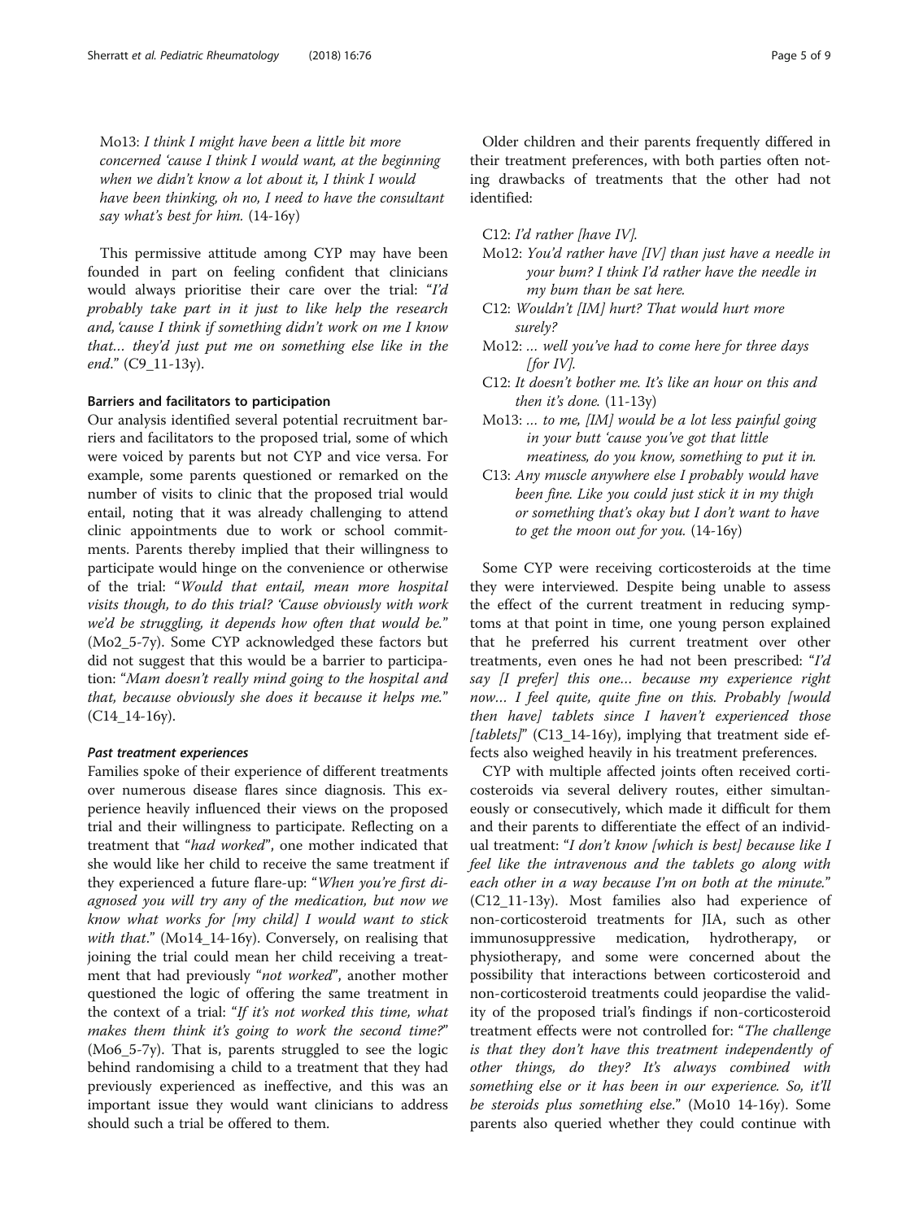Mo13: *I think I might have been a little bit more concerned 'cause I think I would want, at the beginning when we didn't know a lot about it, I think I would have been thinking, oh no, I need to have the consultant say what's best for him.* (14-16y)

This permissive attitude among CYP may have been founded in part on feeling confident that clinicians would always prioritise their care over the trial: "*I'd probably take part in it just to like help the research and, 'cause I think if something didn't work on me I know that… they'd just put me on something else like in the end.*" (C9_11-13y).

### Barriers and facilitators to participation

Our analysis identified several potential recruitment barriers and facilitators to the proposed trial, some of which were voiced by parents but not CYP and vice versa. For example, some parents questioned or remarked on the number of visits to clinic that the proposed trial would entail, noting that it was already challenging to attend clinic appointments due to work or school commitments. Parents thereby implied that their willingness to participate would hinge on the convenience or otherwise of the trial: "*Would that entail, mean more hospital visits though, to do this trial? 'Cause obviously with work we'd be struggling, it depends how often that would be.*" (Mo2_5-7y). Some CYP acknowledged these factors but did not suggest that this would be a barrier to participation: "*Mam doesn't really mind going to the hospital and that, because obviously she does it because it helps me.*" (C14_14-16y).

#### *Past treatment experiences*

Families spoke of their experience of different treatments over numerous disease flares since diagnosis. This experience heavily influenced their views on the proposed trial and their willingness to participate. Reflecting on a treatment that "*had worked*", one mother indicated that she would like her child to receive the same treatment if they experienced a future flare-up: "*When you're first diagnosed you will try any of the medication, but now we know what works for [my child] I would want to stick with that.*" (Mo14_14-16y). Conversely, on realising that joining the trial could mean her child receiving a treatment that had previously "*not worked*", another mother questioned the logic of offering the same treatment in the context of a trial: "*If it's not worked this time, what makes them think it's going to work the second time?*" (Mo6_5-7y). That is, parents struggled to see the logic behind randomising a child to a treatment that they had previously experienced as ineffective, and this was an important issue they would want clinicians to address should such a trial be offered to them.

Older children and their parents frequently differed in their treatment preferences, with both parties often noting drawbacks of treatments that the other had not identified:

C12: *I'd rather [have IV].*

Mo12: *You'd rather have [IV] than just have a needle in your bum? I think I'd rather have the needle in my bum than be sat here.*

C12: *Wouldn't [IM] hurt? That would hurt more surely?*

Mo12: *… well you've had to come here for three days [for IV].*

C12: *It doesn't bother me. It's like an hour on this and then it's done.* (11-13y)

Mo13: *… to me, [IM] would be a lot less painful going in your butt 'cause you've got that little meatiness, do you know, something to put it in.*

C13: *Any muscle anywhere else I probably would have been fine. Like you could just stick it in my thigh or something that's okay but I don't want to have to get the moon out for you.* (14-16y)

Some CYP were receiving corticosteroids at the time they were interviewed. Despite being unable to assess the effect of the current treatment in reducing symptoms at that point in time, one young person explained that he preferred his current treatment over other treatments, even ones he had not been prescribed: "*I'd say [I prefer] this one… because my experience right now… I feel quite, quite fine on this. Probably [would then have] tablets since I haven't experienced those [tablets]*" (C13_14-16y), implying that treatment side effects also weighed heavily in his treatment preferences.

CYP with multiple affected joints often received corticosteroids via several delivery routes, either simultaneously or consecutively, which made it difficult for them and their parents to differentiate the effect of an individual treatment: "*I don't know [which is best] because like I feel like the intravenous and the tablets go along with each other in a way because I'm on both at the minute.*" (C12_11-13y). Most families also had experience of non-corticosteroid treatments for JIA, such as other immunosuppressive medication, hydrotherapy, or physiotherapy, and some were concerned about the possibility that interactions between corticosteroid and non-corticosteroid treatments could jeopardise the validity of the proposed trial's findings if non-corticosteroid treatment effects were not controlled for: "*The challenge is that they don't have this treatment independently of other things, do they? It's always combined with something else or it has been in our experience. So, it'll be steroids plus something else.*" (Mo10 14-16y). Some parents also queried whether they could continue with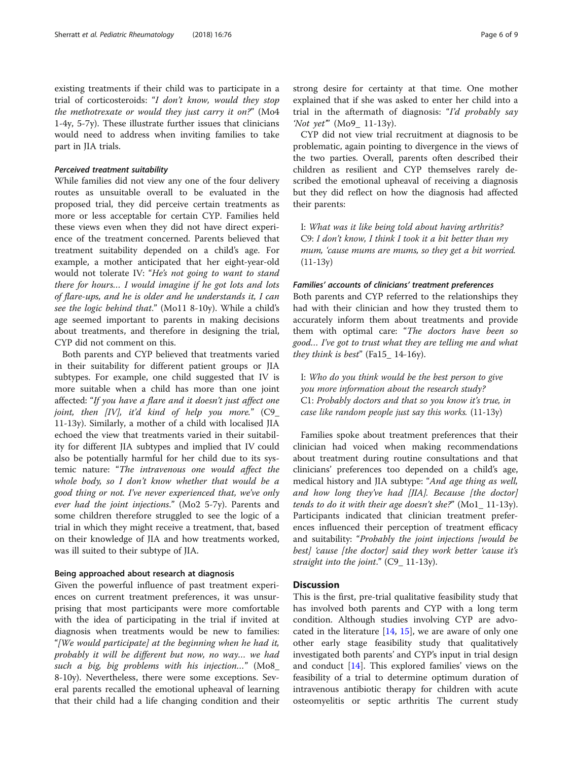existing treatments if their child was to participate in a trial of corticosteroids: "*I don't know, would they stop the methotrexate or would they just carry it on?*" (Mo4 1-4y, 5-7y). These illustrate further issues that clinicians would need to address when inviting families to take part in JIA trials.

#### *Perceived treatment suitability*

While families did not view any one of the four delivery routes as unsuitable overall to be evaluated in the proposed trial, they did perceive certain treatments as more or less acceptable for certain CYP. Families held these views even when they did not have direct experience of the treatment concerned. Parents believed that treatment suitability depended on a child's age. For example, a mother anticipated that her eight-year-old would not tolerate IV: "*He's not going to want to stand there for hours… I would imagine if he got lots and lots of flare-ups, and he is older and he understands it, I can see the logic behind that.*" (Mo11 8-10y). While a child's age seemed important to parents in making decisions about treatments, and therefore in designing the trial, CYP did not comment on this.

Both parents and CYP believed that treatments varied in their suitability for different patient groups or JIA subtypes. For example, one child suggested that IV is more suitable when a child has more than one joint affected: "*If you have a flare and it doesn't just affect one joint, then [IV], it'd kind of help you more.*" (C9_ 11-13y). Similarly, a mother of a child with localised JIA echoed the view that treatments varied in their suitability for different JIA subtypes and implied that IV could also be potentially harmful for her child due to its systemic nature: "*The intravenous one would affect the whole body, so I don't know whether that would be a good thing or not. I've never experienced that, we've only ever had the joint injections.*" (Mo2 5-7y). Parents and some children therefore struggled to see the logic of a trial in which they might receive a treatment, that, based on their knowledge of JIA and how treatments worked, was ill suited to their subtype of JIA.

### Being approached about research at diagnosis

Given the powerful influence of past treatment experiences on current treatment preferences, it was unsurprising that most participants were more comfortable with the idea of participating in the trial if invited at diagnosis when treatments would be new to families: "*[We would participate] at the beginning when he had it, probably it will be different but now, no way… we had such a big, big problems with his injection…*" (Mo8_ 8-10y). Nevertheless, there were some exceptions. Several parents recalled the emotional upheaval of learning that their child had a life changing condition and their strong desire for certainty at that time. One mother explained that if she was asked to enter her child into a trial in the aftermath of diagnosis: "*I'd probably say 'Not yet'*" (Mo9_ 11-13y).

CYP did not view trial recruitment at diagnosis to be problematic, again pointing to divergence in the views of the two parties. Overall, parents often described their children as resilient and CYP themselves rarely described the emotional upheaval of receiving a diagnosis but they did reflect on how the diagnosis had affected their parents:

> I: *What was it like being told about having arthritis?*
> C9: *I don't know, I think I took it a bit better than my mum, 'cause mums are mums, so they get a bit worried.* (11-13y)

#### *Families' accounts of clinicians' treatment preferences*

Both parents and CYP referred to the relationships they had with their clinician and how they trusted them to accurately inform them about treatments and provide them with optimal care: "*The doctors have been so good… I've got to trust what they are telling me and what they think is best*" (Fa15_ 14-16y).

> I: *Who do you think would be the best person to give you more information about the research study?*
> C1: *Probably doctors and that so you know it's true, in case like random people just say this works.* (11-13y)

Families spoke about treatment preferences that their clinician had voiced when making recommendations about treatment during routine consultations and that clinicians' preferences too depended on a child's age, medical history and JIA subtype: "*And age thing as well, and how long they've had [JIA]. Because [the doctor] tends to do it with their age doesn't she?*" (Mo1_ 11-13y). Participants indicated that clinician treatment preferences influenced their perception of treatment efficacy and suitability: "*Probably the joint injections [would be best] 'cause [the doctor] said they work better 'cause it's straight into the joint.*" (C9_ 11-13y).

## Discussion

This is the first, pre-trial qualitative feasibility study that has involved both parents and CYP with a long term condition. Although studies involving CYP are advocated in the literature [14, 15], we are aware of only one other early stage feasibility study that qualitatively investigated both parents' and CYP's input in trial design and conduct [14]. This explored families' views on the feasibility of a trial to determine optimum duration of intravenous antibiotic therapy for children with acute osteomyelitis or septic arthritis The current study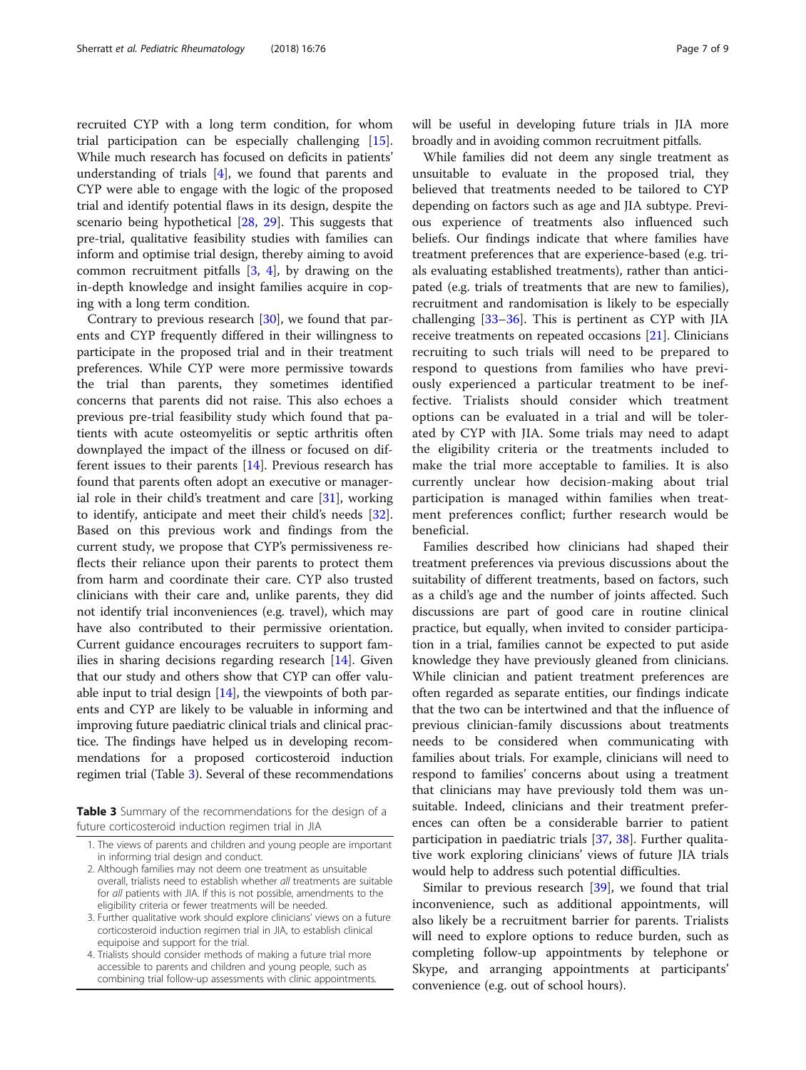recruited CYP with a long term condition, for whom trial participation can be especially challenging [15]. While much research has focused on deficits in patients' understanding of trials [4], we found that parents and CYP were able to engage with the logic of the proposed trial and identify potential flaws in its design, despite the scenario being hypothetical [28, 29]. This suggests that pre-trial, qualitative feasibility studies with families can inform and optimise trial design, thereby aiming to avoid common recruitment pitfalls [3, 4], by drawing on the in-depth knowledge and insight families acquire in coping with a long term condition.

Contrary to previous research [30], we found that parents and CYP frequently differed in their willingness to participate in the proposed trial and in their treatment preferences. While CYP were more permissive towards the trial than parents, they sometimes identified concerns that parents did not raise. This also echoes a previous pre-trial feasibility study which found that patients with acute osteomyelitis or septic arthritis often downplayed the impact of the illness or focused on different issues to their parents [14]. Previous research has found that parents often adopt an executive or managerial role in their child's treatment and care [31], working to identify, anticipate and meet their child's needs [32]. Based on this previous work and findings from the current study, we propose that CYP's permissiveness reflects their reliance upon their parents to protect them from harm and coordinate their care. CYP also trusted clinicians with their care and, unlike parents, they did not identify trial inconveniences (e.g. travel), which may have also contributed to their permissive orientation. Current guidance encourages recruiters to support families in sharing decisions regarding research [14]. Given that our study and others show that CYP can offer valuable input to trial design [14], the viewpoints of both parents and CYP are likely to be valuable in informing and improving future paediatric clinical trials and clinical practice. The findings have helped us in developing recommendations for a proposed corticosteroid induction regimen trial (Table 3). Several of these recommendations will be useful in developing future trials in JIA more broadly and in avoiding common recruitment pitfalls.

**Table 3** Summary of the recommendations for the design of a future corticosteroid induction regimen trial in JIA

1. The views of parents and children and young people are important in informing trial design and conduct.
2. Although families may not deem one treatment as unsuitable overall, trialists need to establish whether *all* treatments are suitable for *all* patients with JIA. If this is not possible, amendments to the eligibility criteria or fewer treatments will be needed.
3. Further qualitative work should explore clinicians' views on a future corticosteroid induction regimen trial in JIA, to establish clinical equipoise and support for the trial.
4. Trialists should consider methods of making a future trial more accessible to parents and children and young people, such as combining trial follow-up assessments with clinic appointments.

While families did not deem any single treatment as unsuitable to evaluate in the proposed trial, they believed that treatments needed to be tailored to CYP depending on factors such as age and JIA subtype. Previous experience of treatments also influenced such beliefs. Our findings indicate that where families have treatment preferences that are experience-based (e.g. trials evaluating established treatments), rather than anticipated (e.g. trials of treatments that are new to families), recruitment and randomisation is likely to be especially challenging [33–36]. This is pertinent as CYP with JIA receive treatments on repeated occasions [21]. Clinicians recruiting to such trials will need to be prepared to respond to questions from families who have previously experienced a particular treatment to be ineffective. Trialists should consider which treatment options can be evaluated in a trial and will be tolerated by CYP with JIA. Some trials may need to adapt the eligibility criteria or the treatments included to make the trial more acceptable to families. It is also currently unclear how decision-making about trial participation is managed within families when treatment preferences conflict; further research would be beneficial.

Families described how clinicians had shaped their treatment preferences via previous discussions about the suitability of different treatments, based on factors, such as a child's age and the number of joints affected. Such discussions are part of good care in routine clinical practice, but equally, when invited to consider participation in a trial, families cannot be expected to put aside knowledge they have previously gleaned from clinicians. While clinician and patient treatment preferences are often regarded as separate entities, our findings indicate that the two can be intertwined and that the influence of previous clinician-family discussions about treatments needs to be considered when communicating with families about trials. For example, clinicians will need to respond to families' concerns about using a treatment that clinicians may have previously told them was unsuitable. Indeed, clinicians and their treatment preferences can often be a considerable barrier to patient participation in paediatric trials [37, 38]. Further qualitative work exploring clinicians' views of future JIA trials would help to address such potential difficulties.

Similar to previous research [39], we found that trial inconvenience, such as additional appointments, will also likely be a recruitment barrier for parents. Trialists will need to explore options to reduce burden, such as completing follow-up appointments by telephone or Skype, and arranging appointments at participants' convenience (e.g. out of school hours).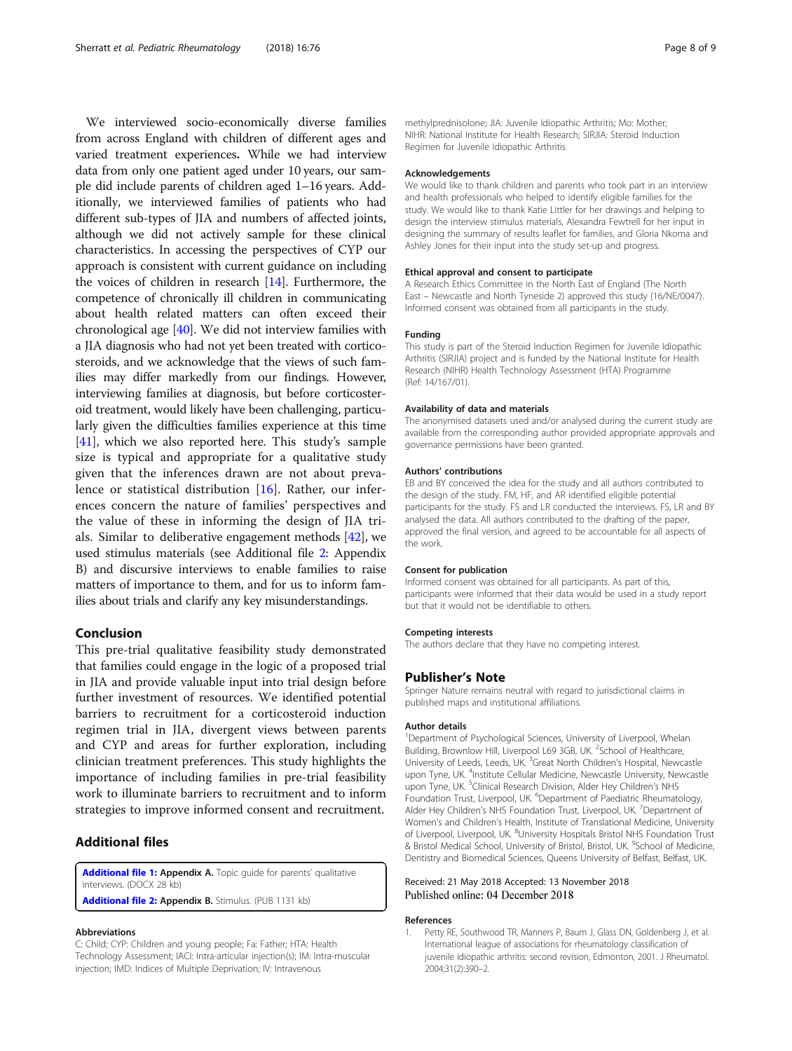We interviewed socio-economically diverse families from across England with children of different ages and varied treatment experiences**.** While we had interview data from only one patient aged under 10 years, our sample did include parents of children aged 1–16 years. Additionally, we interviewed families of patients who had different sub-types of JIA and numbers of affected joints, although we did not actively sample for these clinical characteristics. In accessing the perspectives of CYP our approach is consistent with current guidance on including the voices of children in research [14]. Furthermore, the competence of chronically ill children in communicating about health related matters can often exceed their chronological age [40]. We did not interview families with a JIA diagnosis who had not yet been treated with corticosteroids, and we acknowledge that the views of such families may differ markedly from our findings. However, interviewing families at diagnosis, but before corticosteroid treatment, would likely have been challenging, particularly given the difficulties families experience at this time [41], which we also reported here. This study's sample size is typical and appropriate for a qualitative study given that the inferences drawn are not about prevalence or statistical distribution [16]. Rather, our inferences concern the nature of families' perspectives and the value of these in informing the design of JIA trials. Similar to deliberative engagement methods [42], we used stimulus materials (see Additional file 2: Appendix B) and discursive interviews to enable families to raise matters of importance to them, and for us to inform families about trials and clarify any key misunderstandings.

## Conclusion

This pre-trial qualitative feasibility study demonstrated that families could engage in the logic of a proposed trial in JIA and provide valuable input into trial design before further investment of resources. We identified potential barriers to recruitment for a corticosteroid induction regimen trial in JIA, divergent views between parents and CYP and areas for further exploration, including clinician treatment preferences. This study highlights the importance of including families in pre-trial feasibility work to illuminate barriers to recruitment and to inform strategies to improve informed consent and recruitment.

## Additional files

**Additional file 1: Appendix A.** Topic guide for parents' qualitative interviews. (DOCX 28 kb)

**Additional file 2: Appendix B.** Stimulus. (PUB 1131 kb)

#### Abbreviations

C: Child; CYP: Children and young people; Fa: Father; HTA: Health Technology Assessment; IACI: Intra-articular injection(s); IM: Intra-muscular injection; IMD: Indices of Multiple Deprivation; IV: Intravenous methylprednisolone; JIA: Juvenile Idiopathic Arthritis; Mo: Mother; NIHR: National Institute for Health Research; SIRJIA: Steroid Induction Regimen for Juvenile Idiopathic Arthritis

#### Acknowledgements

We would like to thank children and parents who took part in an interview and health professionals who helped to identify eligible families for the study. We would like to thank Katie Littler for her drawings and helping to design the interview stimulus materials, Alexandra Fewtrell for her input in designing the summary of results leaflet for families, and Gloria Nkoma and Ashley Jones for their input into the study set-up and progress.

#### Ethical approval and consent to participate

A Research Ethics Committee in the North East of England (The North East – Newcastle and North Tyneside 2) approved this study (16/NE/0047). Informed consent was obtained from all participants in the study.

#### Funding

This study is part of the Steroid Induction Regimen for Juvenile Idiopathic Arthritis (SIRJIA) project and is funded by the National Institute for Health Research (NIHR) Health Technology Assessment (HTA) Programme (Ref: 14/167/01).

#### Availability of data and materials

The anonymised datasets used and/or analysed during the current study are available from the corresponding author provided appropriate approvals and governance permissions have been granted.

#### Authors' contributions

EB and BY conceived the idea for the study and all authors contributed to the design of the study. FM, HF, and AR identified eligible potential participants for the study. FS and LR conducted the interviews. FS, LR and BY analysed the data. All authors contributed to the drafting of the paper, approved the final version, and agreed to be accountable for all aspects of the work.

#### Consent for publication

Informed consent was obtained for all participants. As part of this, participants were informed that their data would be used in a study report but that it would not be identifiable to others.

#### Competing interests

The authors declare that they have no competing interest.

## Publisher's Note

Springer Nature remains neutral with regard to jurisdictional claims in published maps and institutional affiliations.

#### Author details

[1]Department of Psychological Sciences, University of Liverpool, Whelan Building, Brownlow Hill, Liverpool L69 3GB, UK. [2]School of Healthcare, University of Leeds, Leeds, UK. [3]Great North Children's Hospital, Newcastle upon Tyne, UK. [4]Institute Cellular Medicine, Newcastle University, Newcastle upon Tyne, UK. [5]Clinical Research Division, Alder Hey Children's NHS Foundation Trust, Liverpool, UK. [6]Department of Paediatric Rheumatology, Alder Hey Children's NHS Foundation Trust, Liverpool, UK. [7]Department of Women's and Children's Health, Institute of Translational Medicine, University of Liverpool, Liverpool, UK. [8]University Hospitals Bristol NHS Foundation Trust & Bristol Medical School, University of Bristol, Bristol, UK. [9]School of Medicine, Dentistry and Biomedical Sciences, Queens University of Belfast, Belfast, UK.

Received: 21 May 2018 Accepted: 13 November 2018
Published online: 04 December 2018

#### References

1. Petty RE, Southwood TR, Manners P, Baum J, Glass DN, Goldenberg J, et al. International league of associations for rheumatology classification of juvenile idiopathic arthritis: second revision, Edmonton, 2001. J Rheumatol. 2004;31(2):390–2.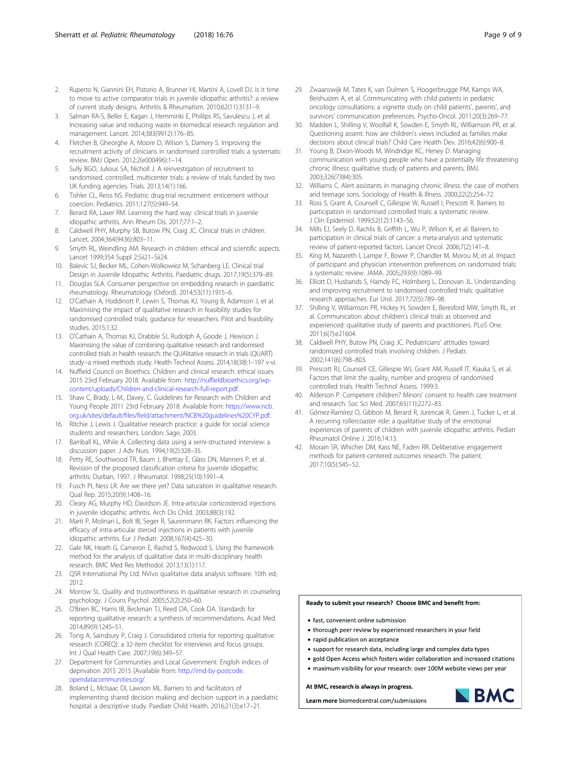2. Ruperto N, Giannini EH, Pistorio A, Brunner HI, Martini A, Lovell DJ. Is it time to move to active comparator trials in juvenile idiopathic arthritis?: a review of current study designs. Arthritis & Rheumatism. 2010;62(11):3131–9.
3. Salman RA-S, Beller E, Kagan J, Hemminki E, Phillips RS, Savulescu J, et al. Increasing value and reducing waste in biomedical research regulation and management. Lancet. 2014;383(9912):176–85.
4. Fletcher B, Gheorghe A, Moore D, Wilson S, Damery S. Improving the recruitment activity of clinicians in randomised controlled trials: a systematic review. BMJ Open. 2012;2(e000496):1–14.
5. Sully BGO, Julious SA, Nicholl J. A reinvestigation of recruitment to randomised, controlled, multicenter trials: a review of trials funded by two UK funding agencies. Trials. 2013;14(1):166.
6. Tishler CL, Reiss NS. Pediatric drug-trial recruitment: enticement without coercion. Pediatrics. 2011;127(5):949–54.
7. Berard RA, Laxer RM. Learning the hard way: clinical trials in juvenile idiopathic arthritis. Ann Rheum Dis. 2017;77:1–2.
8. Caldwell PHY, Murphy SB, Butow PN, Craig JC. Clinical trials in children. Lancet. 2004;364(9436):803–11.
9. Smyth RL, Weindling AM. Research in children: ethical and scientific aspects. Lancet 1999;354 Suppl 2:Sii21–Sii24.
10. Balevic SJ, Becker ML, Cohen-Wolkowiez M, Schanberg LE. Clinical trial Design in Juvenile Idiopathic Arthritis. Paediatric drugs. 2017;19(5):379–89.
11. Douglas SLA. Consumer perspective on embedding research in paediatric rheumatology. Rheumatology (Oxford). 2014;53(11):1915–6.
12. O'Cathain A, Hoddinott P, Lewin S, Thomas KJ, Young B, Adamson J, et al. Maximising the impact of qualitative research in feasibility studies for randomised controlled trials: guidance for researchers. Pilot and feasibility studies. 2015;1:32.
13. O'Cathain A, Thomas KJ, Drabble SJ, Rudolph A, Goode J, Hewison J. Maximising the value of combining qualitative research and randomised controlled trials in health research: the QUAlitative research in trials (QUART) study--a mixed methods study. Health Technol Assess. 2014;18(38):1–197 v-vi.
14. Nuffield Council on Bioethics. Children and clinical research: ethical issues 2015 23rd February 2018. Available from: http://nuffieldbioethics.org/wp-content/uploads/Children-and-clinical-research-full-report.pdf.
15. Shaw C, Brady, L-M., Davey, C. Guidelines for Research with Children and Young People 2011 23rd February 2018. Available from: https://www.ncb.org.uk/sites/default/files/field/attachment/NCB%20guidelines%20CYP.pdf.
16. Ritchie J, Lewis J. Qualitative research practice: a guide for social science students and researchers. London: Sage; 2003.
17. Barriball KL, While A. Collecting data using a semi-structured interview: a discussion paper. J Adv Nurs. 1994;19(2):328–35.
18. Petty RE, Southwood TR, Baum J, Bhettay E, Glass DN, Manners P, et al. Revision of the proposed classification criteria for juvenile idiopathic arthritis: Durban, 1997. J Rheumatol. 1998;25(10):1991–4.
19. Fusch PI, Ness LR. Are we there yet? Data saturation in qualitative research. Qual Rep. 2015;20(9):1408–16.
20. Cleary AG, Murphy HD, Davidson JE. Intra-articular corticosteroid injections in juvenile idiopathic arthritis. Arch Dis Child. 2003;88(3):192.
21. Marti P, Molinari L, Bolt IB, Seger R, Saurenmann RK. Factors influencing the efficacy of intra-articular steroid injections in patients with juvenile idiopathic arthritis. Eur J Pediatr. 2008;167(4):425–30.
22. Gale NK, Heath G, Cameron E, Rashid S, Redwood S. Using the framework method for the analysis of qualitative data in multi-disciplinary health research. BMC Med Res Methodol. 2013;13(1):117.
23. QSR International Pty Ltd. NVivo qualitative data analysis software. 10th ed; 2012.
24. Morrow SL. Quality and trustworthiness in qualitative research in counseling psychology. J Couns Psychol. 2005;52(2):250–60.
25. O'Brien BC, Harris IB, Beckman TJ, Reed DA, Cook DA. Standards for reporting qualitative research: a synthesis of recommendations. Acad Med. 2014;89(9):1245–51.
26. Tong A, Sainsbury P, Craig J. Consolidated criteria for reporting qualitative research (COREQ): a 32-item checklist for interviews and focus groups. Int J Qual Health Care. 2007;19(6):349–57.
27. Department for Communities and Local Government. English indices of deprivation 2015 2015 [Available from: http://imd-by-postcode.opendatacommunities.org/.
28. Boland L, McIsaac DI, Lawson ML. Barriers to and facilitators of implementing shared decision making and decision support in a paediatric hospital: a descriptive study. Paediatr Child Health. 2016;21(3):e17–21.
29. Zwaanswijk M, Tates K, van Dulmen S, Hoogerbrugge PM, Kamps WA, Beishuizen A, et al. Communicating with child patients in pediatric oncology consultations: a vignette study on child patients', parents', and survivors' communication preferences. Psycho-Oncol. 2011;20(3):269–77.
30. Madden L, Shilling V, Woolfall K, Sowden E, Smyth RL, Williamson PR, et al. Questioning assent: how are children's views included as families make decisions about clinical trials? Child Care Health Dev. 2016;42(6):900–8.
31. Young B, Dixon-Woods M, Windridge KC, Heney D. Managing communication with young people who have a potentially life threatening chronic illness: qualitative study of patients and parents. BMJ. 2003;326(7384):305.
32. Williams C. Alert assistants in managing chronic illness: the case of mothers and teenage sons. Sociology of Health & Illness. 2000;22(2):254–72.
33. Ross S, Grant A, Counsell C, Gillespie W, Russell I, Prescott R. Barriers to participation in randomised controlled trials: a systematic review. J Clin Epidemiol. 1999;52(12):1143–56.
34. Mills EJ, Seely D, Rachlis B, Griffith L, Wu P, Wilson K, et al. Barriers to participation in clinical trials of cancer: a meta-analysis and systematic review of patient-reported factors. Lancet Oncol. 2006;7(2):141–8.
35. King M, Nazareth I, Lampe F, Bower P, Chandler M, Morou M, et al. Impact of participant and physician intervention preferences on randomized trials: a systematic review. JAMA. 2005;293(9):1089–99.
36. Elliott D, Husbands S, Hamdy FC, Holmberg L, Donovan JL. Understanding and improving recruitment to randomised controlled trials: qualitative research approaches. Eur Urol. 2017;72(5):789–98.
37. Shilling V, Williamson PR, Hickey H, Sowden E, Beresford MW, Smyth RL, et al. Communication about children's clinical trials as observed and experienced: qualitative study of parents and practitioners. PLoS One. 2011;6(7):e21604.
38. Caldwell PHY, Butow PN, Craig JC. Pediatricians' attitudes toward randomized controlled trials involving children. J Pediatr. 2002;141(6):798–803.
39. Prescott RJ, Counsell CE, Gillespie WJ, Grant AM, Russell IT, Kiauka S, et al. Factors that limit the quality, number and progress of randomised controlled trials. Health Technol Assess. 1999:3.
40. Alderson P. Competent children? Minors' consent to health care treatment and research. Soc Sci Med. 2007;65(11):2272–83.
41. Gómez-Ramírez O, Gibbon M, Berard R, Jurencak R, Green J, Tucker L, et al. A recurring rollercoaster ride: a qualitative study of the emotional experiences of parents of children with juvenile idiopathic arthritis. Pediatr Rheumatol Online J. 2016;14:13.
42. Morain SR, Whicher DM, Kass NE, Faden RR. Deliberative engagement methods for patient-centered outcomes research. The patient. 2017;10(5):545–52.